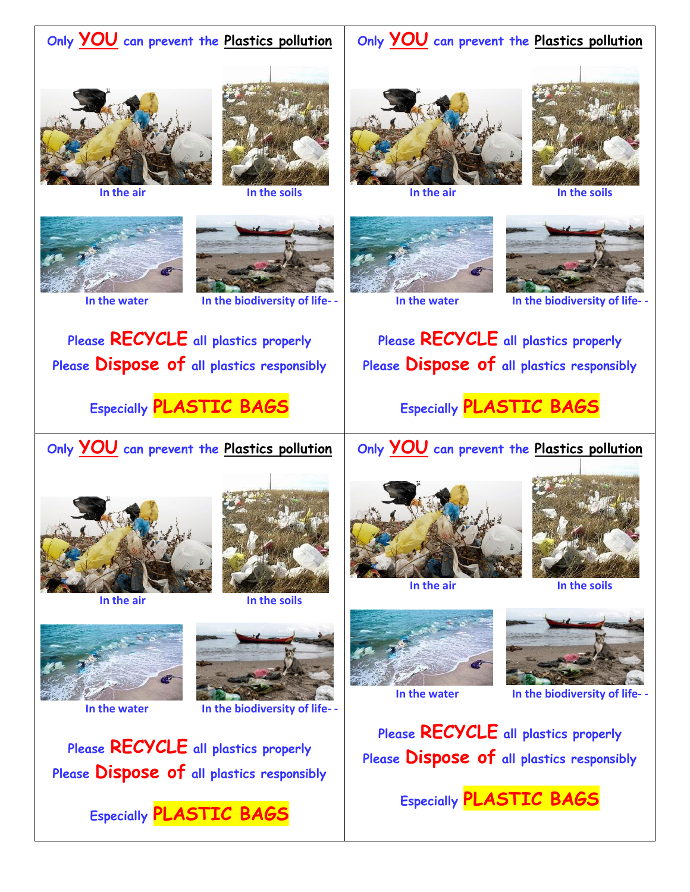Only **YOU** can prevent the Plastics pollution

In the air

In the soils

In the water

In the biodiversity of life- -

Please **RECYCLE** all plastics properly

Please **Dispose of** all plastics responsibly

Especially **PLASTIC BAGS**

Only **YOU** can prevent the Plastics pollution

In the air

In the soils

In the water

In the biodiversity of life- -

Please **RECYCLE** all plastics properly

Please **Dispose of** all plastics responsibly

Especially **PLASTIC BAGS**

Only **YOU** can prevent the Plastics pollution

In the air

In the soils

In the water

In the biodiversity of life- -

Please **RECYCLE** all plastics properly

Please **Dispose of** all plastics responsibly

Especially **PLASTIC BAGS**

Only **YOU** can prevent the Plastics pollution

In the air

In the soils

In the water

In the biodiversity of life- -

Please **RECYCLE** all plastics properly

Please **Dispose of** all plastics responsibly

Especially **PLASTIC BAGS**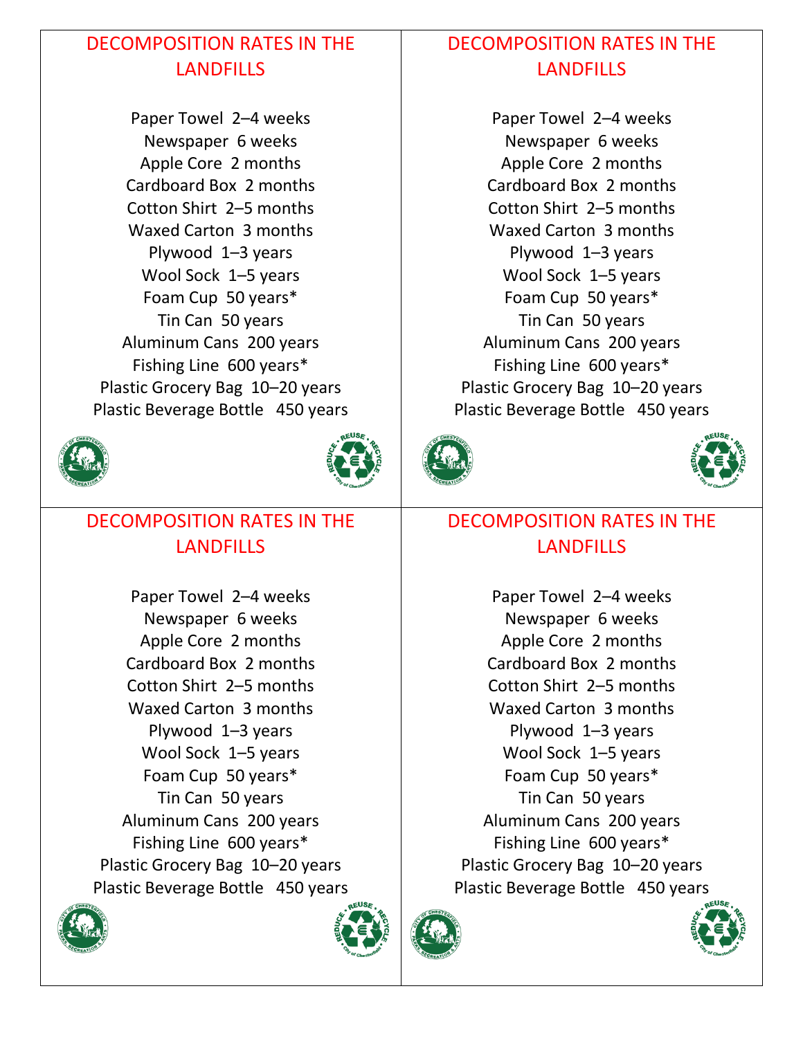# DECOMPOSITION RATES IN THE LANDFILLS

Paper Towel 2–4 weeks
Newspaper 6 weeks
Apple Core 2 months
Cardboard Box 2 months
Cotton Shirt 2–5 months
Waxed Carton 3 months
Plywood 1–3 years
Wool Sock 1–5 years
Foam Cup 50 years*
Tin Can 50 years
Aluminum Cans 200 years
Fishing Line 600 years*
Plastic Grocery Bag 10–20 years
Plastic Beverage Bottle 450 years

# DECOMPOSITION RATES IN THE LANDFILLS

Paper Towel 2–4 weeks
Newspaper 6 weeks
Apple Core 2 months
Cardboard Box 2 months
Cotton Shirt 2–5 months
Waxed Carton 3 months
Plywood 1–3 years
Wool Sock 1–5 years
Foam Cup 50 years*
Tin Can 50 years
Aluminum Cans 200 years
Fishing Line 600 years*
Plastic Grocery Bag 10–20 years
Plastic Beverage Bottle 450 years

# DECOMPOSITION RATES IN THE LANDFILLS

Paper Towel 2–4 weeks
Newspaper 6 weeks
Apple Core 2 months
Cardboard Box 2 months
Cotton Shirt 2–5 months
Waxed Carton 3 months
Plywood 1–3 years
Wool Sock 1–5 years
Foam Cup 50 years*
Tin Can 50 years
Aluminum Cans 200 years
Fishing Line 600 years*
Plastic Grocery Bag 10–20 years
Plastic Beverage Bottle 450 years

# DECOMPOSITION RATES IN THE LANDFILLS

Paper Towel 2–4 weeks
Newspaper 6 weeks
Apple Core 2 months
Cardboard Box 2 months
Cotton Shirt 2–5 months
Waxed Carton 3 months
Plywood 1–3 years
Wool Sock 1–5 years
Foam Cup 50 years*
Tin Can 50 years
Aluminum Cans 200 years
Fishing Line 600 years*
Plastic Grocery Bag 10–20 years
Plastic Beverage Bottle 450 years